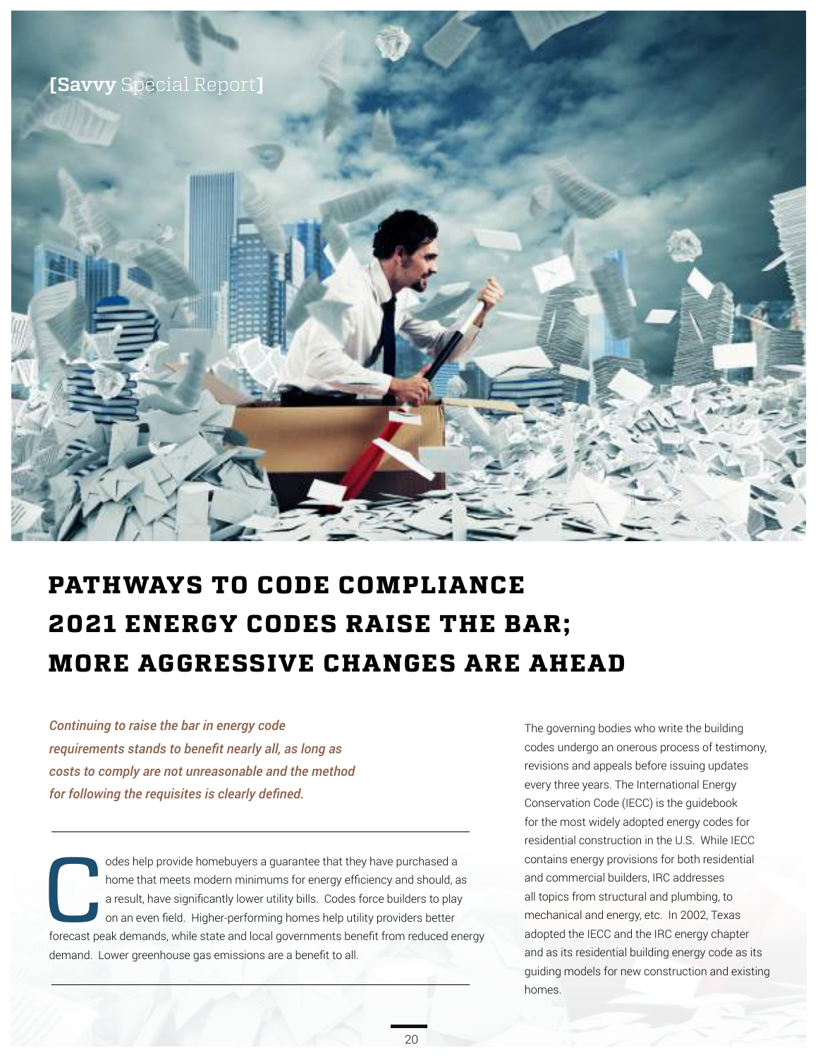[**Savvy** Special Report]

# PATHWAYS TO CODE COMPLIANCE 2021 ENERGY CODES RAISE THE BAR; MORE AGGRESSIVE CHANGES ARE AHEAD

***Continuing to raise the bar in energy code requirements stands to benefit nearly all, as long as costs to comply are not unreasonable and the method for following the requisites is clearly defined.***

Codes help provide homebuyers a guarantee that they have purchased a home that meets modern minimums for energy efficiency and should, as a result, have significantly lower utility bills. Codes force builders to play on an even field. Higher-performing homes help utility providers better forecast peak demands, while state and local governments benefit from reduced energy demand. Lower greenhouse gas emissions are a benefit to all.

The governing bodies who write the building codes undergo an onerous process of testimony, revisions and appeals before issuing updates every three years. The International Energy Conservation Code (IECC) is the guidebook for the most widely adopted energy codes for residential construction in the U.S. While IECC contains energy provisions for both residential and commercial builders, IRC addresses all topics from structural and plumbing, to mechanical and energy, etc. In 2002, Texas adopted the IECC and the IRC energy chapter and as its residential building energy code as its guiding models for new construction and existing homes.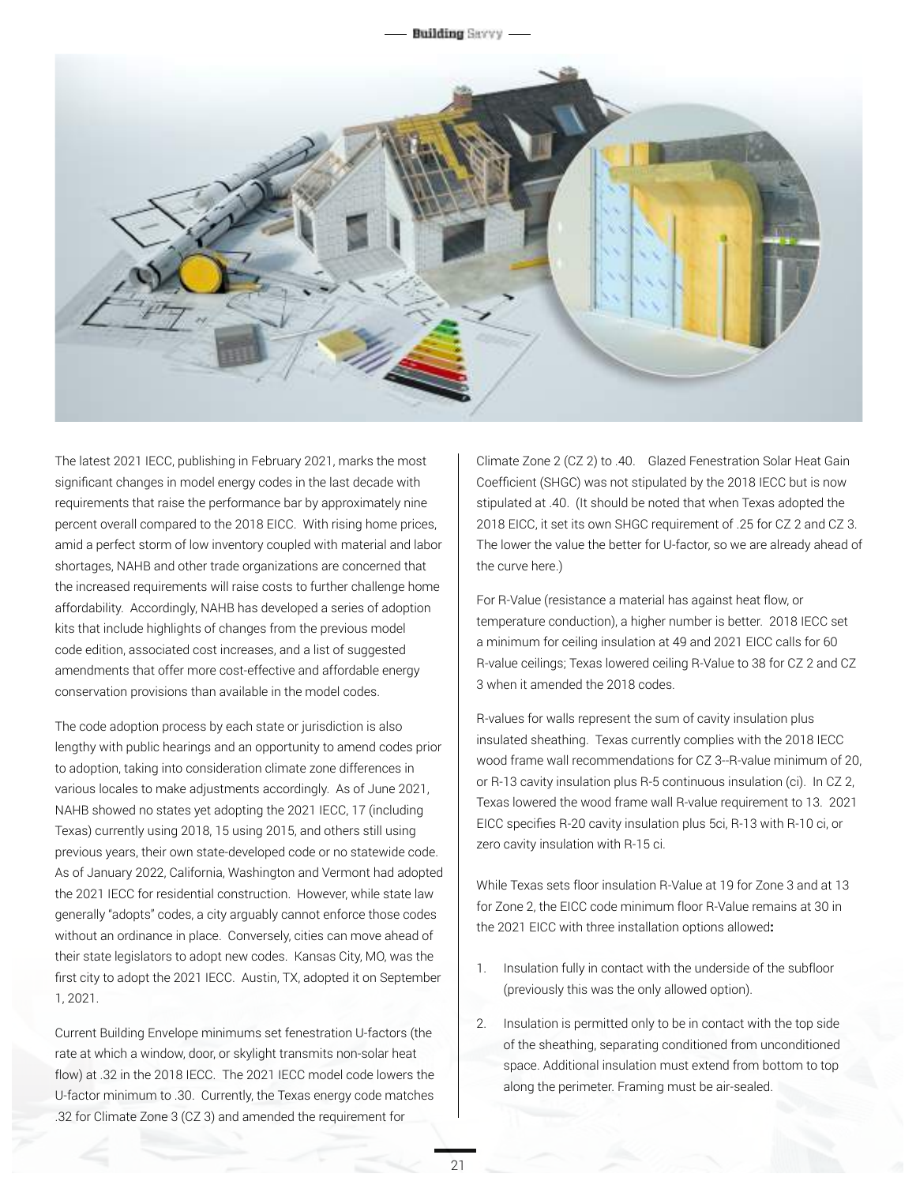The latest 2021 IECC, publishing in February 2021, marks the most significant changes in model energy codes in the last decade with requirements that raise the performance bar by approximately nine percent overall compared to the 2018 EICC. With rising home prices, amid a perfect storm of low inventory coupled with material and labor shortages, NAHB and other trade organizations are concerned that the increased requirements will raise costs to further challenge home affordability. Accordingly, NAHB has developed a series of adoption kits that include highlights of changes from the previous model code edition, associated cost increases, and a list of suggested amendments that offer more cost-effective and affordable energy conservation provisions than available in the model codes.

The code adoption process by each state or jurisdiction is also lengthy with public hearings and an opportunity to amend codes prior to adoption, taking into consideration climate zone differences in various locales to make adjustments accordingly. As of June 2021, NAHB showed no states yet adopting the 2021 IECC, 17 (including Texas) currently using 2018, 15 using 2015, and others still using previous years, their own state-developed code or no statewide code. As of January 2022, California, Washington and Vermont had adopted the 2021 IECC for residential construction. However, while state law generally "adopts" codes, a city arguably cannot enforce those codes without an ordinance in place. Conversely, cities can move ahead of their state legislators to adopt new codes. Kansas City, MO, was the first city to adopt the 2021 IECC. Austin, TX, adopted it on September 1, 2021.

Current Building Envelope minimums set fenestration U-factors (the rate at which a window, door, or skylight transmits non-solar heat flow) at .32 in the 2018 IECC. The 2021 IECC model code lowers the U-factor minimum to .30. Currently, the Texas energy code matches .32 for Climate Zone 3 (CZ 3) and amended the requirement for Climate Zone 2 (CZ 2) to .40. Glazed Fenestration Solar Heat Gain Coefficient (SHGC) was not stipulated by the 2018 IECC but is now stipulated at .40. (It should be noted that when Texas adopted the 2018 EICC, it set its own SHGC requirement of .25 for CZ 2 and CZ 3. The lower the value the better for U-factor, so we are already ahead of the curve here.)

For R-Value (resistance a material has against heat flow, or temperature conduction), a higher number is better. 2018 IECC set a minimum for ceiling insulation at 49 and 2021 EICC calls for 60 R-value ceilings; Texas lowered ceiling R-Value to 38 for CZ 2 and CZ 3 when it amended the 2018 codes.

R-values for walls represent the sum of cavity insulation plus insulated sheathing. Texas currently complies with the 2018 IECC wood frame wall recommendations for CZ 3--R-value minimum of 20, or R-13 cavity insulation plus R-5 continuous insulation (ci). In CZ 2, Texas lowered the wood frame wall R-value requirement to 13. 2021 EICC specifies R-20 cavity insulation plus 5ci, R-13 with R-10 ci, or zero cavity insulation with R-15 ci.

While Texas sets floor insulation R-Value at 19 for Zone 3 and at 13 for Zone 2, the EICC code minimum floor R-Value remains at 30 in the 2021 EICC with three installation options allowed**:**

1. Insulation fully in contact with the underside of the subfloor (previously this was the only allowed option).
2. Insulation is permitted only to be in contact with the top side of the sheathing, separating conditioned from unconditioned space. Additional insulation must extend from bottom to top along the perimeter. Framing must be air-sealed.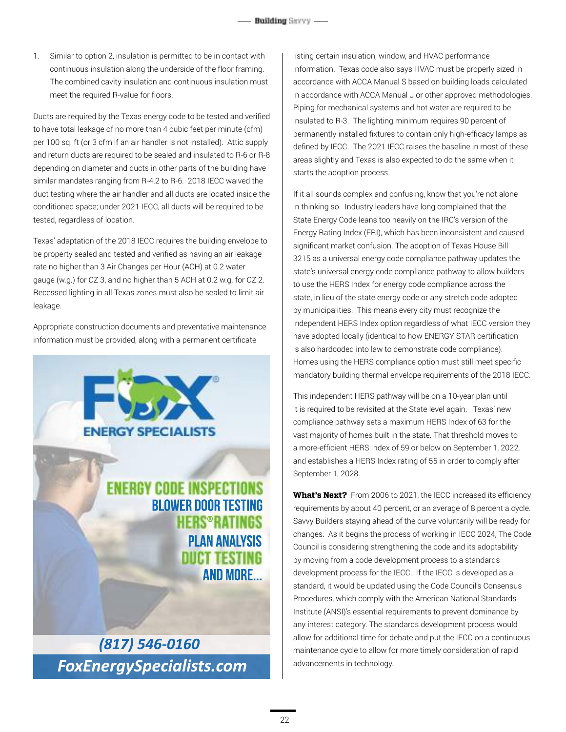1. Similar to option 2, insulation is permitted to be in contact with continuous insulation along the underside of the floor framing. The combined cavity insulation and continuous insulation must meet the required R-value for floors.

Ducts are required by the Texas energy code to be tested and verified to have total leakage of no more than 4 cubic feet per minute (cfm) per 100 sq. ft (or 3 cfm if an air handler is not installed). Attic supply and return ducts are required to be sealed and insulated to R-6 or R-8 depending on diameter and ducts in other parts of the building have similar mandates ranging from R-4.2 to R-6. 2018 IECC waived the duct testing where the air handler and all ducts are located inside the conditioned space; under 2021 IECC, all ducts will be required to be tested, regardless of location.

Texas' adaptation of the 2018 IECC requires the building envelope to be property sealed and tested and verified as having an air leakage rate no higher than 3 Air Changes per Hour (ACH) at 0.2 water gauge (w.g.) for CZ 3, and no higher than 5 ACH at 0.2 w.g. for CZ 2. Recessed lighting in all Texas zones must also be sealed to limit air leakage.

Appropriate construction documents and preventative maintenance information must be provided, along with a permanent certificate listing certain insulation, window, and HVAC performance information. Texas code also says HVAC must be properly sized in accordance with ACCA Manual S based on building loads calculated in accordance with ACCA Manual J or other approved methodologies. Piping for mechanical systems and hot water are required to be insulated to R-3. The lighting minimum requires 90 percent of permanently installed fixtures to contain only high-efficacy lamps as defined by IECC. The 2021 IECC raises the baseline in most of these areas slightly and Texas is also expected to do the same when it starts the adoption process.

FOX® ENERGY SPECIALISTS

ENERGY CODE INSPECTIONS
BLOWER DOOR TESTING
HERS® RATINGS
PLAN ANALYSIS
DUCT TESTING
AND MORE...

(817) 546-0160
FoxEnergySpecialists.com

If it all sounds complex and confusing, know that you're not alone in thinking so. Industry leaders have long complained that the State Energy Code leans too heavily on the IRC's version of the Energy Rating Index (ERI), which has been inconsistent and caused significant market confusion. The adoption of Texas House Bill 3215 as a universal energy code compliance pathway updates the state's universal energy code compliance pathway to allow builders to use the HERS Index for energy code compliance across the state, in lieu of the state energy code or any stretch code adopted by municipalities. This means every city must recognize the independent HERS Index option regardless of what IECC version they have adopted locally (identical to how ENERGY STAR certification is also hardcoded into law to demonstrate code compliance). Homes using the HERS compliance option must still meet specific mandatory building thermal envelope requirements of the 2018 IECC.

This independent HERS pathway will be on a 10-year plan until it is required to be revisited at the State level again. Texas' new compliance pathway sets a maximum HERS Index of 63 for the vast majority of homes built in the state. That threshold moves to a more-efficient HERS Index of 59 or below on September 1, 2022, and establishes a HERS Index rating of 55 in order to comply after September 1, 2028.

**What's Next?** From 2006 to 2021, the IECC increased its efficiency requirements by about 40 percent, or an average of 8 percent a cycle. Savvy Builders staying ahead of the curve voluntarily will be ready for changes. As it begins the process of working in IECC 2024, The Code Council is considering strengthening the code and its adoptability by moving from a code development process to a standards development process for the IECC. If the IECC is developed as a standard, it would be updated using the Code Council's Consensus Procedures, which comply with the American National Standards Institute (ANSI)'s essential requirements to prevent dominance by any interest category. The standards development process would allow for additional time for debate and put the IECC on a continuous maintenance cycle to allow for more timely consideration of rapid advancements in technology.